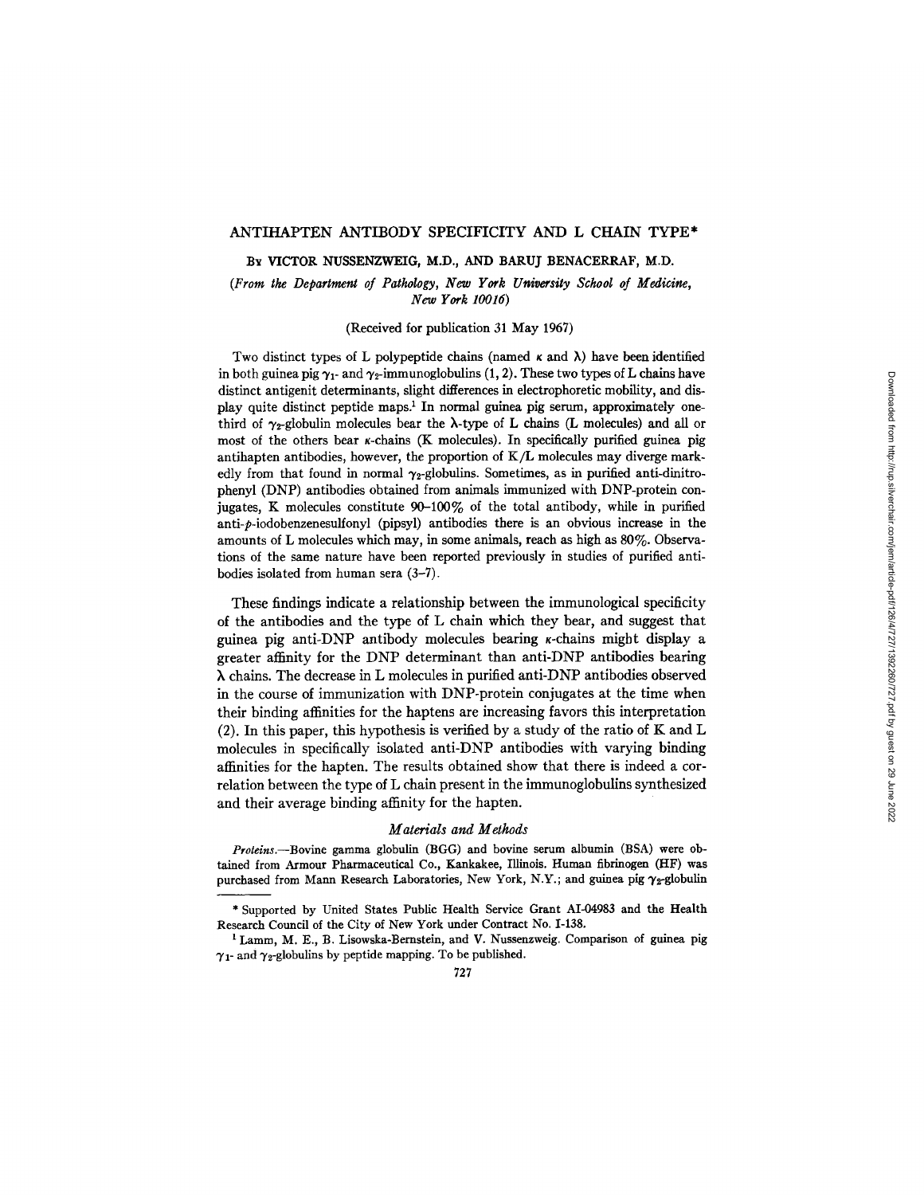# ANTIHAPTEN ANTIBODY SPECIFICITY AND L CHAIN TYPE*

By VICTOR NUSSENZWEIG, M.D., AND BARUJ BENACERRAF, M.D.

*(From the Department of Pathology, New York University School of Medicine, New York 10016)*

(Received for publication 31 May 1967)

Two distinct types of L polypeptide chains (named $\kappa$ and $\lambda$) have been identified in both guinea pig $\gamma_1$- and $\gamma_2$-immunoglobulins (1, 2). These two types of L chains have distinct antigenit determinants, slight differences in electrophoretic mobility, and display quite distinct peptide maps.[1] In normal guinea pig serum, approximately one-third of $\gamma_2$-globulin molecules bear the $\lambda$-type of L chains (L molecules) and all or most of the others bear $\kappa$-chains (K molecules). In specifically purified guinea pig antihapten antibodies, however, the proportion of K/L molecules may diverge markedly from that found in normal $\gamma_2$-globulins. Sometimes, as in purified anti-dinitrophenyl (DNP) antibodies obtained from animals immunized with DNP-protein conjugates, K molecules constitute 90–100% of the total antibody, while in purified anti-*p*-iodobenzenesulfonyl (pipsyl) antibodies there is an obvious increase in the amounts of L molecules which may, in some animals, reach as high as 80%. Observations of the same nature have been reported previously in studies of purified antibodies isolated from human sera (3–7).

These findings indicate a relationship between the immunological specificity of the antibodies and the type of L chain which they bear, and suggest that guinea pig anti-DNP antibody molecules bearing $\kappa$-chains might display a greater affinity for the DNP determinant than anti-DNP antibodies bearing $\lambda$ chains. The decrease in L molecules in purified anti-DNP antibodies observed in the course of immunization with DNP-protein conjugates at the time when their binding affinities for the haptens are increasing favors this interpretation (2). In this paper, this hypothesis is verified by a study of the ratio of K and L molecules in specifically isolated anti-DNP antibodies with varying binding affinities for the hapten. The results obtained show that there is indeed a correlation between the type of L chain present in the immunoglobulins synthesized and their average binding affinity for the hapten.

## *Materials and Methods*

*Proteins.*—Bovine gamma globulin (BGG) and bovine serum albumin (BSA) were obtained from Armour Pharmaceutical Co., Kankakee, Illinois. Human fibrinogen (HF) was purchased from Mann Research Laboratories, New York, N.Y.; and guinea pig $\gamma_2$-globulin

---

\* Supported by United States Public Health Service Grant AI-04983 and the Health Research Council of the City of New York under Contract No. I-138.

[1] Lamm, M. E., B. Lisowska-Bernstein, and V. Nussenzweig. Comparison of guinea pig $\gamma_1$- and $\gamma_2$-globulins by peptide mapping. To be published.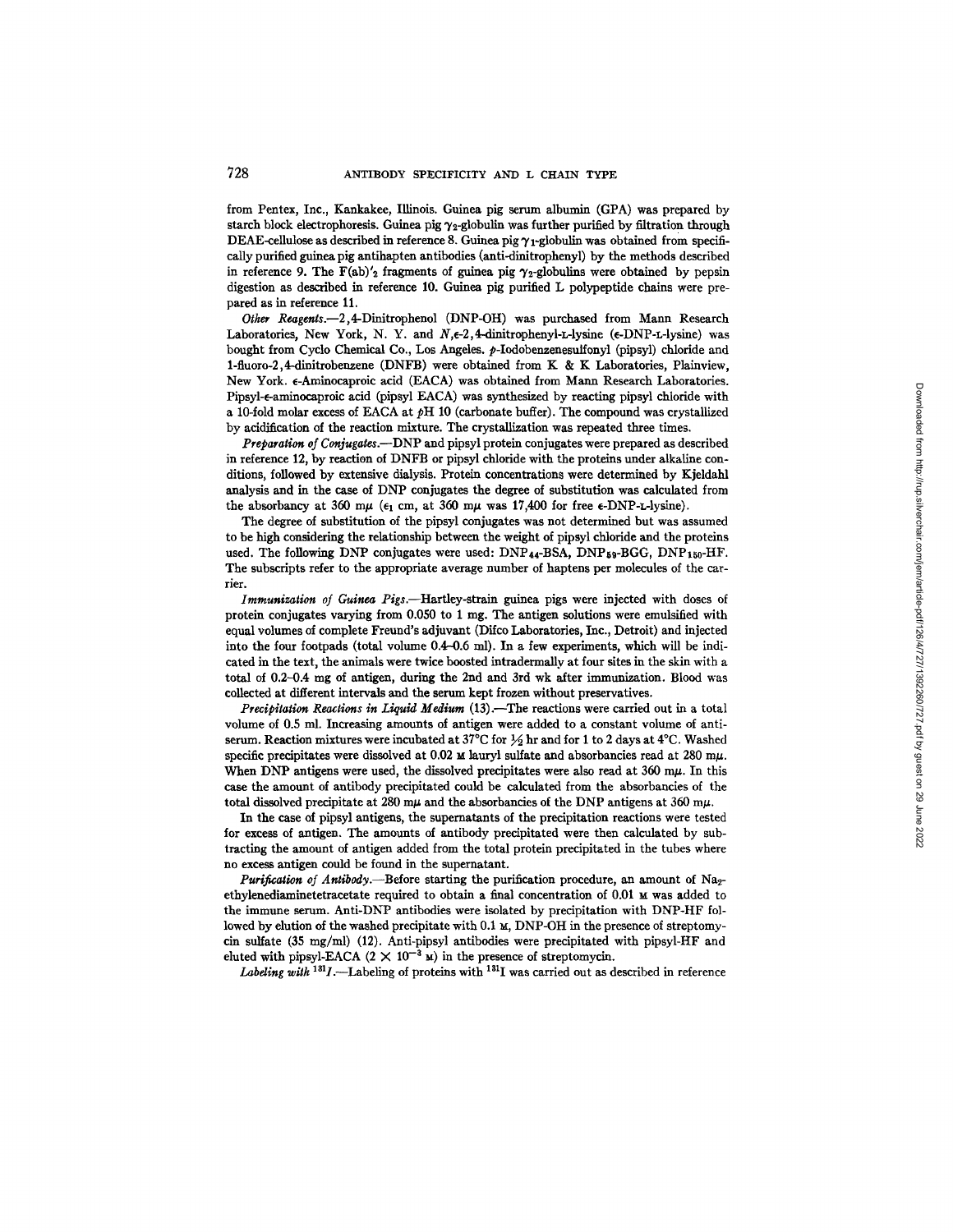from Pentex, Inc., Kankakee, Illinois. Guinea pig serum albumin (GPA) was prepared by starch block electrophoresis. Guinea pig $\gamma_2$-globulin was further purified by filtration through DEAE-cellulose as described in reference 8. Guinea pig $\gamma_1$-globulin was obtained from specifically purified guinea pig antihapten antibodies (anti-dinitrophenyl) by the methods described in reference 9. The $F(ab)'_2$ fragments of guinea pig $\gamma_2$-globulins were obtained by pepsin digestion as described in reference 10. Guinea pig purified L polypeptide chains were prepared as in reference 11.

*Other Reagents.*—2,4-Dinitrophenol (DNP-OH) was purchased from Mann Research Laboratories, New York, N. Y. and $N,\epsilon$-2,4-dinitrophenyl-L-lysine ($\epsilon$-DNP-L-lysine) was bought from Cyclo Chemical Co., Los Angeles. *p*-Iodobenzenesulfonyl (pipsyl) chloride and 1-fluoro-2,4-dinitrobenzene (DNFB) were obtained from K & K Laboratories, Plainview, New York. $\epsilon$-Aminocaproic acid (EACA) was obtained from Mann Research Laboratories. Pipsyl-$\epsilon$-aminocaproic acid (pipsyl EACA) was synthesized by reacting pipsyl chloride with a 10-fold molar excess of EACA at *p*H 10 (carbonate buffer). The compound was crystallized by acidification of the reaction mixture. The crystallization was repeated three times.

*Preparation of Conjugates.*—DNP and pipsyl protein conjugates were prepared as described in reference 12, by reaction of DNFB or pipsyl chloride with the proteins under alkaline conditions, followed by extensive dialysis. Protein concentrations were determined by Kjeldahl analysis and in the case of DNP conjugates the degree of substitution was calculated from the absorbancy at 360 m$\mu$ ($\epsilon_1$ cm, at 360 m$\mu$ was 17,400 for free $\epsilon$-DNP-L-lysine).

The degree of substitution of the pipsyl conjugates was not determined but was assumed to be high considering the relationship between the weight of pipsyl chloride and the proteins used. The following DNP conjugates were used: $DNP_{44}$-BSA, $DNP_{59}$-BGG, $DNP_{150}$-HF. The subscripts refer to the appropriate average number of haptens per molecules of the carrier.

*Immunization of Guinea Pigs.*—Hartley-strain guinea pigs were injected with doses of protein conjugates varying from 0.050 to 1 mg. The antigen solutions were emulsified with equal volumes of complete Freund's adjuvant (Difco Laboratories, Inc., Detroit) and injected into the four footpads (total volume 0.4–0.6 ml). In a few experiments, which will be indicated in the text, the animals were twice boosted intradermally at four sites in the skin with a total of 0.2–0.4 mg of antigen, during the 2nd and 3rd wk after immunization. Blood was collected at different intervals and the serum kept frozen without preservatives.

*Precipitation Reactions in Liquid Medium* (13).—The reactions were carried out in a total volume of 0.5 ml. Increasing amounts of antigen were added to a constant volume of antiserum. Reaction mixtures were incubated at 37°C for ½ hr and for 1 to 2 days at 4°C. Washed specific precipitates were dissolved at 0.02 M lauryl sulfate and absorbancies read at 280 m$\mu$. When DNP antigens were used, the dissolved precipitates were also read at 360 m$\mu$. In this case the amount of antibody precipitated could be calculated from the absorbancies of the total dissolved precipitate at 280 m$\mu$ and the absorbancies of the DNP antigens at 360 m$\mu$.

In the case of pipsyl antigens, the supernatants of the precipitation reactions were tested for excess of antigen. The amounts of antibody precipitated were then calculated by subtracting the amount of antigen added from the total protein precipitated in the tubes where no excess antigen could be found in the supernatant.

*Purification of Antibody.*—Before starting the purification procedure, an amount of $Na_2$-ethylenediaminetetracetate required to obtain a final concentration of 0.01 M was added to the immune serum. Anti-DNP antibodies were isolated by precipitation with DNP-HF followed by elution of the washed precipitate with 0.1 M, DNP-OH in the presence of streptomycin sulfate (35 mg/ml) (12). Anti-pipsyl antibodies were precipitated with pipsyl-HF and eluted with pipsyl-EACA ($2 \times 10^{-3}$ M) in the presence of streptomycin.

*Labeling with* $^{131}I$.—Labeling of proteins with $^{131}$I was carried out as described in reference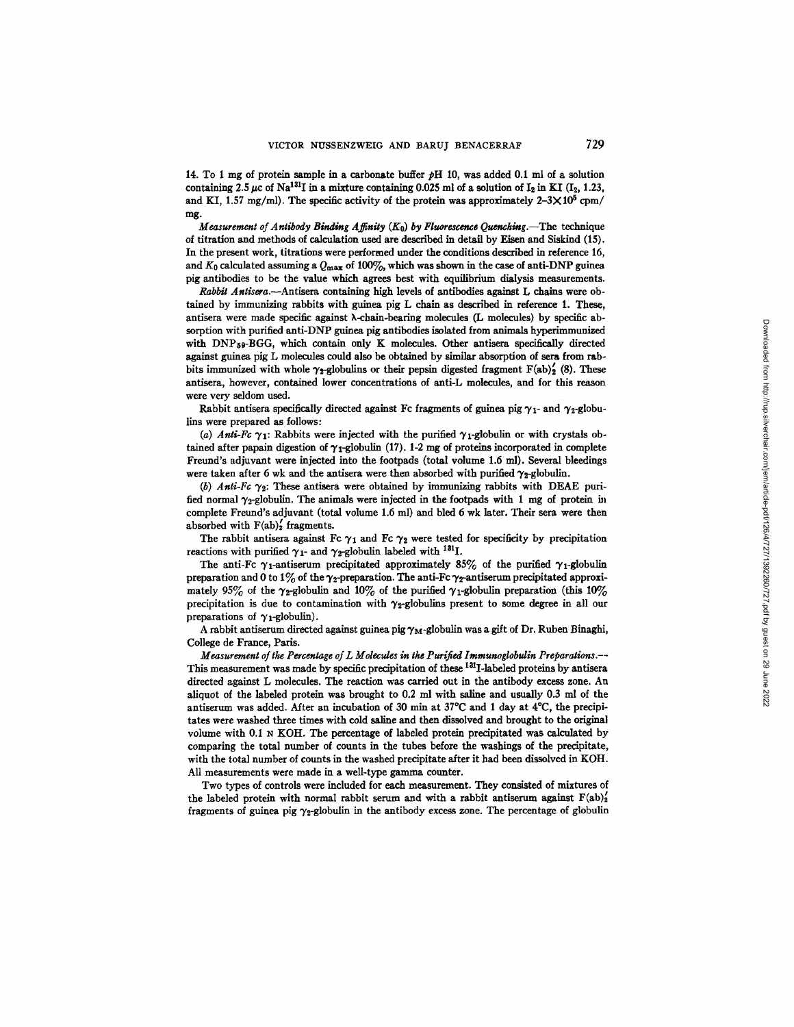14. To 1 mg of protein sample in a carbonate buffer pH 10, was added 0.1 ml of a solution containing 2.5 μc of $Na^{131}I$ in a mixture containing 0.025 ml of a solution of $I_2$ in KI ($I_2$, 1.23, and KI, 1.57 mg/ml). The specific activity of the protein was approximately $2\text{–}3 \times 10^5$ cpm/mg.

*Measurement of Antibody Binding Affinity ($K_0$) by Fluorescence Quenching.*—The technique of titration and methods of calculation used are described in detail by Eisen and Siskind (15). In the present work, titrations were performed under the conditions described in reference 16, and $K_0$ calculated assuming a $Q_{max}$ of 100%, which was shown in the case of anti-DNP guinea pig antibodies to be the value which agrees best with equilibrium dialysis measurements.

*Rabbit Antisera.*—Antisera containing high levels of antibodies against L chains were obtained by immunizing rabbits with guinea pig L chain as described in reference 1. These, antisera were made specific against λ-chain-bearing molecules (L molecules) by specific absorption with purified anti-DNP guinea pig antibodies isolated from animals hyperimmunized with $DNP_{59}$-BGG, which contain only K molecules. Other antisera specifically directed against guinea pig L molecules could also be obtained by similar absorption of sera from rabbits immunized with whole $\gamma_2$-globulins or their pepsin digested fragment $F(ab)_2'$ (8). These antisera, however, contained lower concentrations of anti-L molecules, and for this reason were very seldom used.

Rabbit antisera specifically directed against Fc fragments of guinea pig $\gamma_1$- and $\gamma_2$-globulins were prepared as follows:

(*a*) *Anti-Fc* $\gamma_1$: Rabbits were injected with the purified $\gamma_1$-globulin or with crystals obtained after papain digestion of $\gamma_1$-globulin (17). 1-2 mg of proteins incorporated in complete Freund's adjuvant were injected into the footpads (total volume 1.6 ml). Several bleedings were taken after 6 wk and the antisera were then absorbed with purified $\gamma_2$-globulin.

(*b*) *Anti-Fc* $\gamma_2$: These antisera were obtained by immunizing rabbits with DEAE purified normal $\gamma_2$-globulin. The animals were injected in the footpads with 1 mg of protein in complete Freund's adjuvant (total volume 1.6 ml) and bled 6 wk later. Their sera were then absorbed with $F(ab)_2'$ fragments.

The rabbit antisera against Fc $\gamma_1$ and Fc $\gamma_2$ were tested for specificity by precipitation reactions with purified $\gamma_1$- and $\gamma_2$-globulin labeled with $^{131}I$.

The anti-Fc $\gamma_1$-antiserum precipitated approximately 85% of the purified $\gamma_1$-globulin preparation and 0 to 1% of the $\gamma_2$-preparation. The anti-Fc $\gamma_2$-antiserum precipitated approximately 95% of the $\gamma_2$-globulin and 10% of the purified $\gamma_1$-globulin preparation (this 10% precipitation is due to contamination with $\gamma_2$-globulins present to some degree in all our preparations of $\gamma_1$-globulin).

A rabbit antiserum directed against guinea pig $\gamma_M$-globulin was a gift of Dr. Ruben Binaghi, College de France, Paris.

*Measurement of the Percentage of L Molecules in the Purified Immunoglobulin Preparations.*—This measurement was made by specific precipitation of these $^{131}I$-labeled proteins by antisera directed against L molecules. The reaction was carried out in the antibody excess zone. An aliquot of the labeled protein was brought to 0.2 ml with saline and usually 0.3 ml of the antiserum was added. After an incubation of 30 min at 37°C and 1 day at 4°C, the precipitates were washed three times with cold saline and then dissolved and brought to the original volume with 0.1 N KOH. The percentage of labeled protein precipitated was calculated by comparing the total number of counts in the tubes before the washings of the precipitate, with the total number of counts in the washed precipitate after it had been dissolved in KOH. All measurements were made in a well-type gamma counter.

Two types of controls were included for each measurement. They consisted of mixtures of the labeled protein with normal rabbit serum and with a rabbit antiserum against $F(ab)_2'$ fragments of guinea pig $\gamma_2$-globulin in the antibody excess zone. The percentage of globulin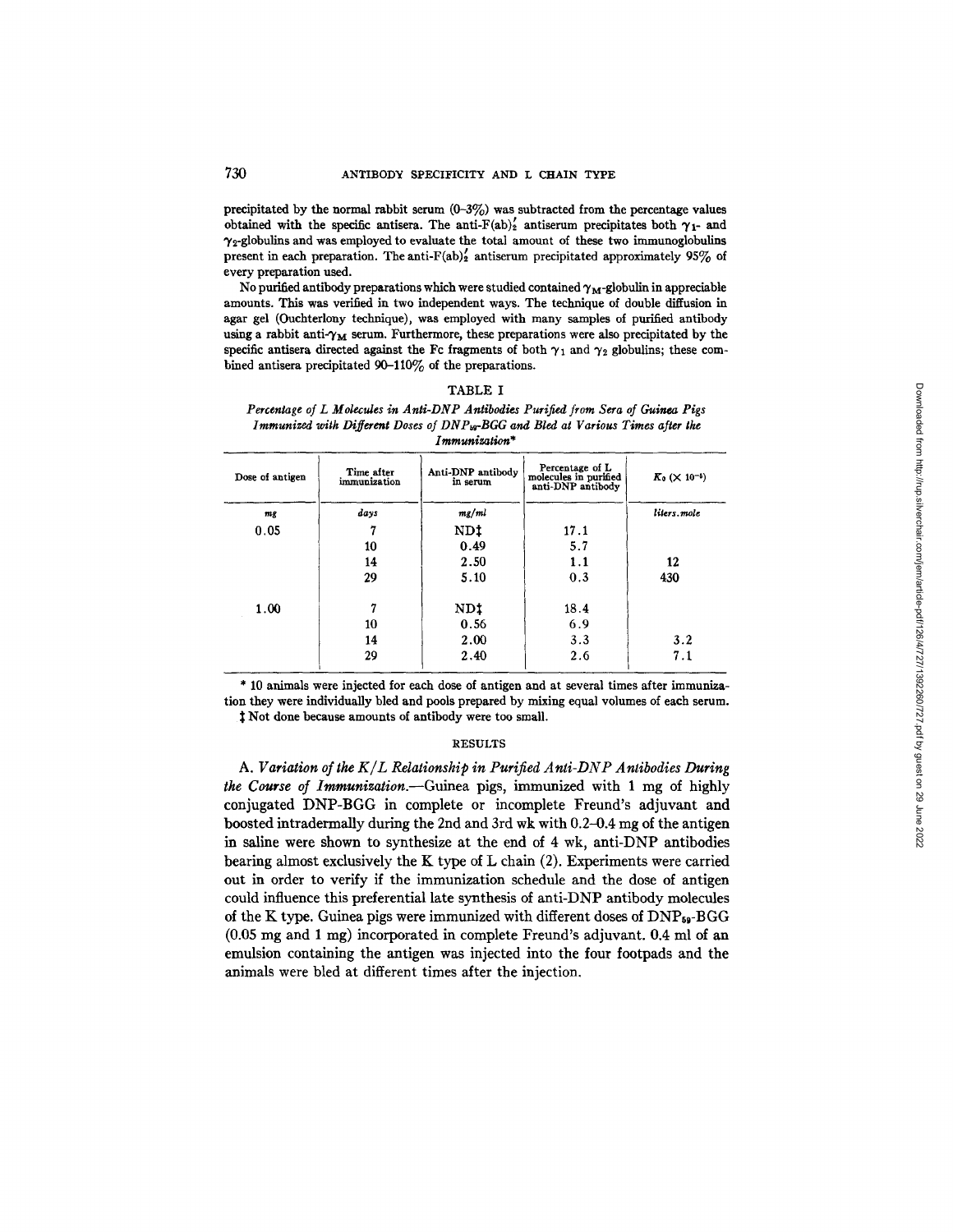precipitated by the normal rabbit serum (0–3%) was subtracted from the percentage values obtained with the specific antisera. The anti-F(ab)$'_2$ antiserum precipitates both $\gamma_1$- and $\gamma_2$-globulins and was employed to evaluate the total amount of these two immunoglobulins present in each preparation. The anti-F(ab)$'_2$ antiserum precipitated approximately 95% of every preparation used.

No purified antibody preparations which were studied contained $\gamma_M$-globulin in appreciable amounts. This was verified in two independent ways. The technique of double diffusion in agar gel (Ouchterlony technique), was employed with many samples of purified antibody using a rabbit anti-$\gamma_M$ serum. Furthermore, these preparations were also precipitated by the specific antisera directed against the Fc fragments of both $\gamma_1$ and $\gamma_2$ globulins; these combined antisera precipitated 90–110% of the preparations.

TABLE I

*Percentage of L Molecules in Anti-DNP Antibodies Purified from Sera of Guinea Pigs Immunized with Different Doses of DNP$_{59}$-BGG and Bled at Various Times after the Immunization**

| Dose of antigen | Time after immunization | Anti-DNP antibody in serum | Percentage of L molecules in purified anti-DNP antibody | $K_0$ ($\times 10^{-5}$) |
|---|---|---|---|---|
| *mg* | *days* | *mg/ml* | | *liters.mole* |
| 0.05 | 7 | ND‡ | 17.1 | |
| | 10 | 0.49 | 5.7 | |
| | 14 | 2.50 | 1.1 | 12 |
| | 29 | 5.10 | 0.3 | 430 |
| 1.00 | 7 | ND‡ | 18.4 | |
| | 10 | 0.56 | 6.9 | |
| | 14 | 2.00 | 3.3 | 3.2 |
| | 29 | 2.40 | 2.6 | 7.1 |

\* 10 animals were injected for each dose of antigen and at several times after immunization they were individually bled and pools prepared by mixing equal volumes of each serum.

‡ Not done because amounts of antibody were too small.

## RESULTS

*A. Variation of the K/L Relationship in Purified Anti-DNP Antibodies During the Course of Immunization.*—Guinea pigs, immunized with 1 mg of highly conjugated DNP-BGG in complete or incomplete Freund's adjuvant and boosted intradermally during the 2nd and 3rd wk with 0.2–0.4 mg of the antigen in saline were shown to synthesize at the end of 4 wk, anti-DNP antibodies bearing almost exclusively the K type of L chain (2). Experiments were carried out in order to verify if the immunization schedule and the dose of antigen could influence this preferential late synthesis of anti-DNP antibody molecules of the K type. Guinea pigs were immunized with different doses of DNP$_{59}$-BGG (0.05 mg and 1 mg) incorporated in complete Freund's adjuvant. 0.4 ml of an emulsion containing the antigen was injected into the four footpads and the animals were bled at different times after the injection.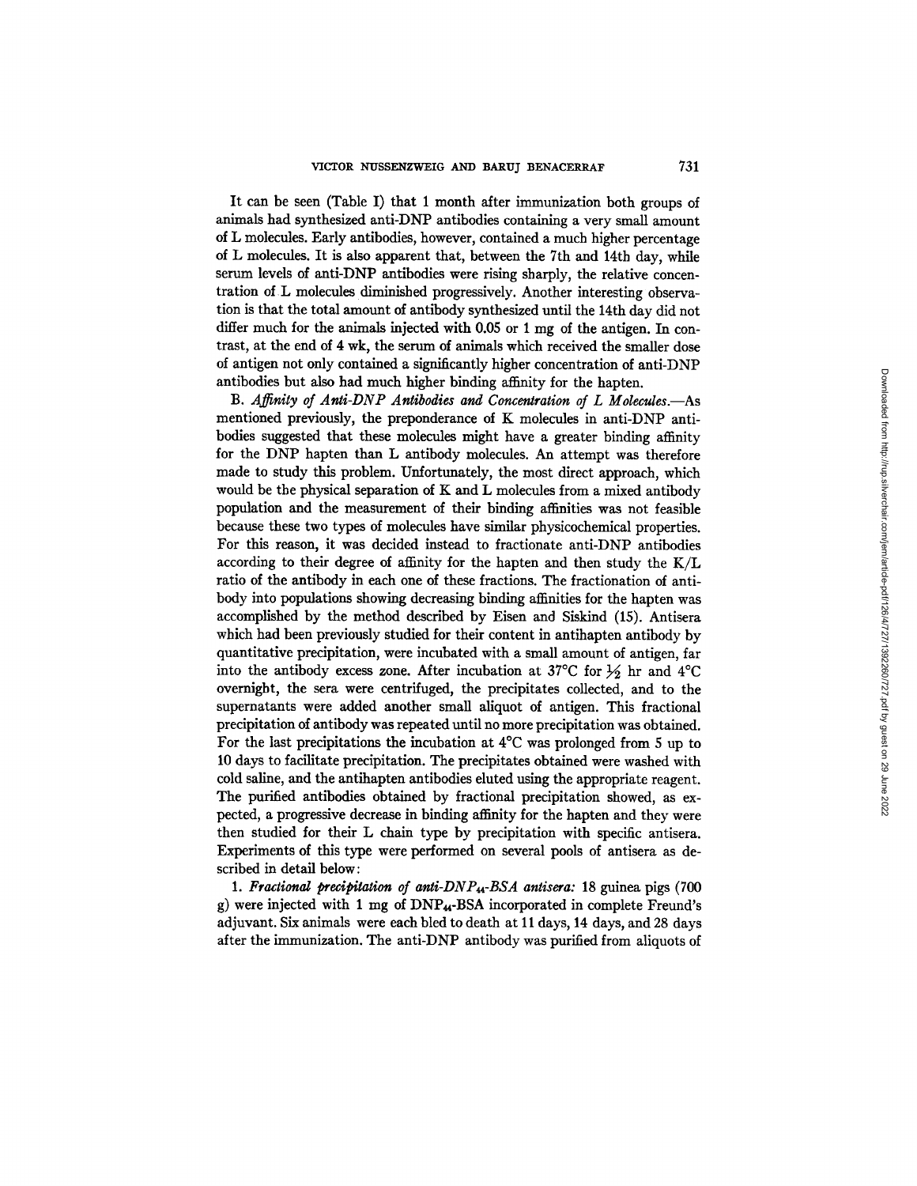It can be seen (Table I) that 1 month after immunization both groups of animals had synthesized anti-DNP antibodies containing a very small amount of L molecules. Early antibodies, however, contained a much higher percentage of L molecules. It is also apparent that, between the 7th and 14th day, while serum levels of anti-DNP antibodies were rising sharply, the relative concentration of L molecules diminished progressively. Another interesting observation is that the total amount of antibody synthesized until the 14th day did not differ much for the animals injected with 0.05 or 1 mg of the antigen. In contrast, at the end of 4 wk, the serum of animals which received the smaller dose of antigen not only contained a significantly higher concentration of anti-DNP antibodies but also had much higher binding affinity for the hapten.

B. *Affinity of Anti-DNP Antibodies and Concentration of L Molecules.*—As mentioned previously, the preponderance of K molecules in anti-DNP antibodies suggested that these molecules might have a greater binding affinity for the DNP hapten than L antibody molecules. An attempt was therefore made to study this problem. Unfortunately, the most direct approach, which would be the physical separation of K and L molecules from a mixed antibody population and the measurement of their binding affinities was not feasible because these two types of molecules have similar physicochemical properties. For this reason, it was decided instead to fractionate anti-DNP antibodies according to their degree of affinity for the hapten and then study the K/L ratio of the antibody in each one of these fractions. The fractionation of antibody into populations showing decreasing binding affinities for the hapten was accomplished by the method described by Eisen and Siskind (15). Antisera which had been previously studied for their content in antihapten antibody by quantitative precipitation, were incubated with a small amount of antigen, far into the antibody excess zone. After incubation at 37°C for ½ hr and 4°C overnight, the sera were centrifuged, the precipitates collected, and to the supernatants were added another small aliquot of antigen. This fractional precipitation of antibody was repeated until no more precipitation was obtained. For the last precipitations the incubation at 4°C was prolonged from 5 up to 10 days to facilitate precipitation. The precipitates obtained were washed with cold saline, and the antihapten antibodies eluted using the appropriate reagent. The purified antibodies obtained by fractional precipitation showed, as expected, a progressive decrease in binding affinity for the hapten and they were then studied for their L chain type by precipitation with specific antisera. Experiments of this type were performed on several pools of antisera as described in detail below:

1. *Fractional precipitation of anti-DNP$_{44}$-BSA antisera:* 18 guinea pigs (700 g) were injected with 1 mg of DNP$_{44}$-BSA incorporated in complete Freund's adjuvant. Six animals were each bled to death at 11 days, 14 days, and 28 days after the immunization. The anti-DNP antibody was purified from aliquots of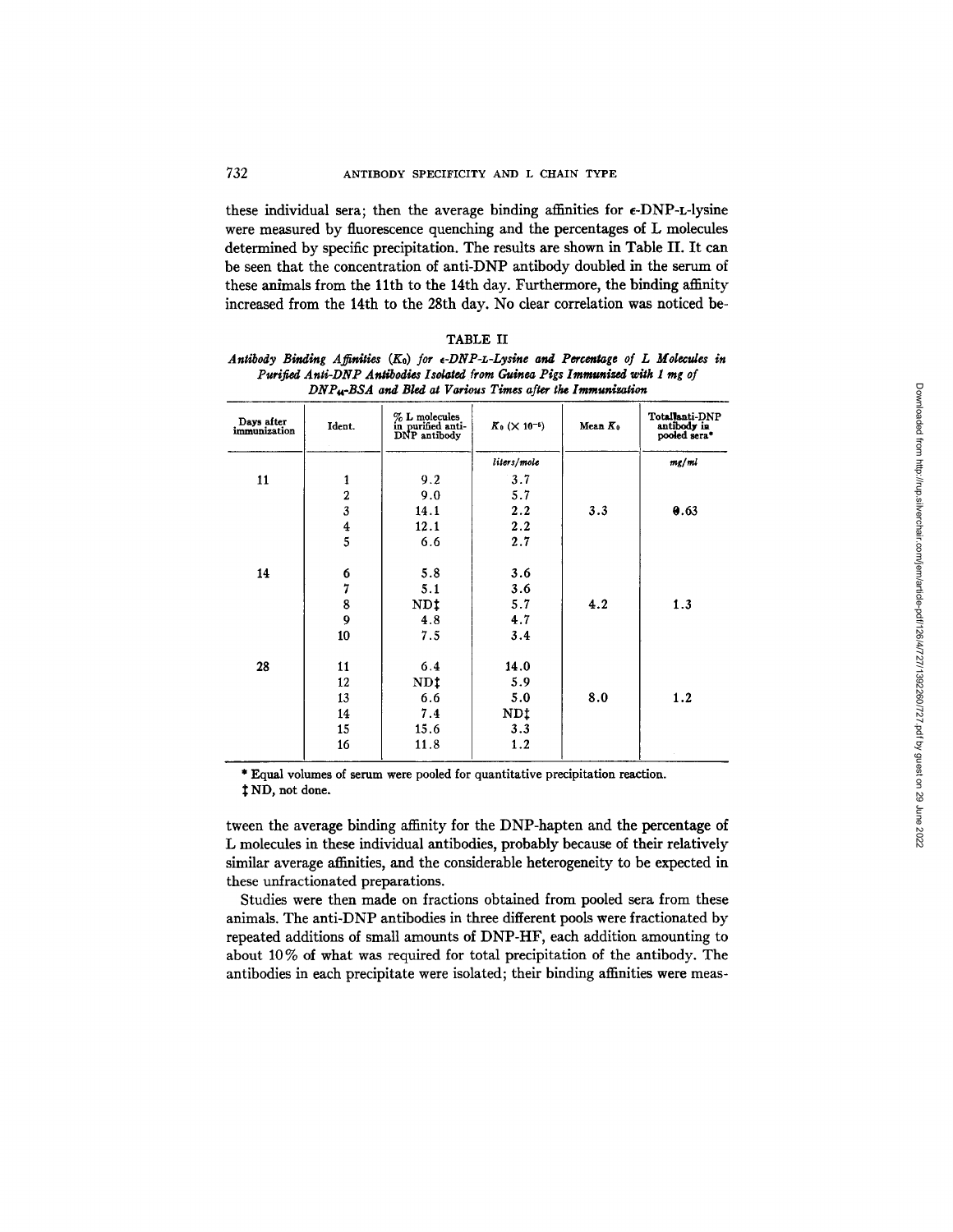these individual sera; then the average binding affinities for ε-DNP-L-lysine were measured by fluorescence quenching and the percentages of L molecules determined by specific precipitation. The results are shown in Table II. It can be seen that the concentration of anti-DNP antibody doubled in the serum of these animals from the 11th to the 14th day. Furthermore, the binding affinity increased from the 14th to the 28th day. No clear correlation was noticed between the average binding affinity for the DNP-hapten and the percentage of L molecules in these individual antibodies, probably because of their relatively similar average affinities, and the considerable heterogeneity to be expected in these unfractionated preparations.

TABLE II

*Antibody Binding Affinities ($K_0$) for ε-DNP-L-Lysine and Percentage of L Molecules in Purified Anti-DNP Antibodies Isolated from Guinea Pigs Immunized with 1 mg of $DNP_{44}$-BSA and Bled at Various Times after the Immunization*

| Days after immunization | Ident. | % L molecules in purified anti-DNP antibody | $K_0$ ($\times 10^{-6}$) | Mean $K_0$ | Total anti-DNP antibody in pooled sera* |
|---|---|---|---|---|---|
| | | | *liters/mole* | | *mg/ml* |
| 11 | 1 | 9.2 | 3.7 | | |
| | 2 | 9.0 | 5.7 | | |
| | 3 | 14.1 | 2.2 | 3.3 | 0.63 |
| | 4 | 12.1 | 2.2 | | |
| | 5 | 6.6 | 2.7 | | |
| 14 | 6 | 5.8 | 3.6 | | |
| | 7 | 5.1 | 3.6 | | |
| | 8 | ND‡ | 5.7 | 4.2 | 1.3 |
| | 9 | 4.8 | 4.7 | | |
| | 10 | 7.5 | 3.4 | | |
| 28 | 11 | 6.4 | 14.0 | | |
| | 12 | ND‡ | 5.9 | | |
| | 13 | 6.6 | 5.0 | 8.0 | 1.2 |
| | 14 | 7.4 | ND‡ | | |
| | 15 | 15.6 | 3.3 | | |
| | 16 | 11.8 | 1.2 | | |

\* Equal volumes of serum were pooled for quantitative precipitation reaction.

‡ ND, not done.

Studies were then made on fractions obtained from pooled sera from these animals. The anti-DNP antibodies in three different pools were fractionated by repeated additions of small amounts of DNP-HF, each addition amounting to about 10% of what was required for total precipitation of the antibody. The antibodies in each precipitate were isolated; their binding affinities were meas-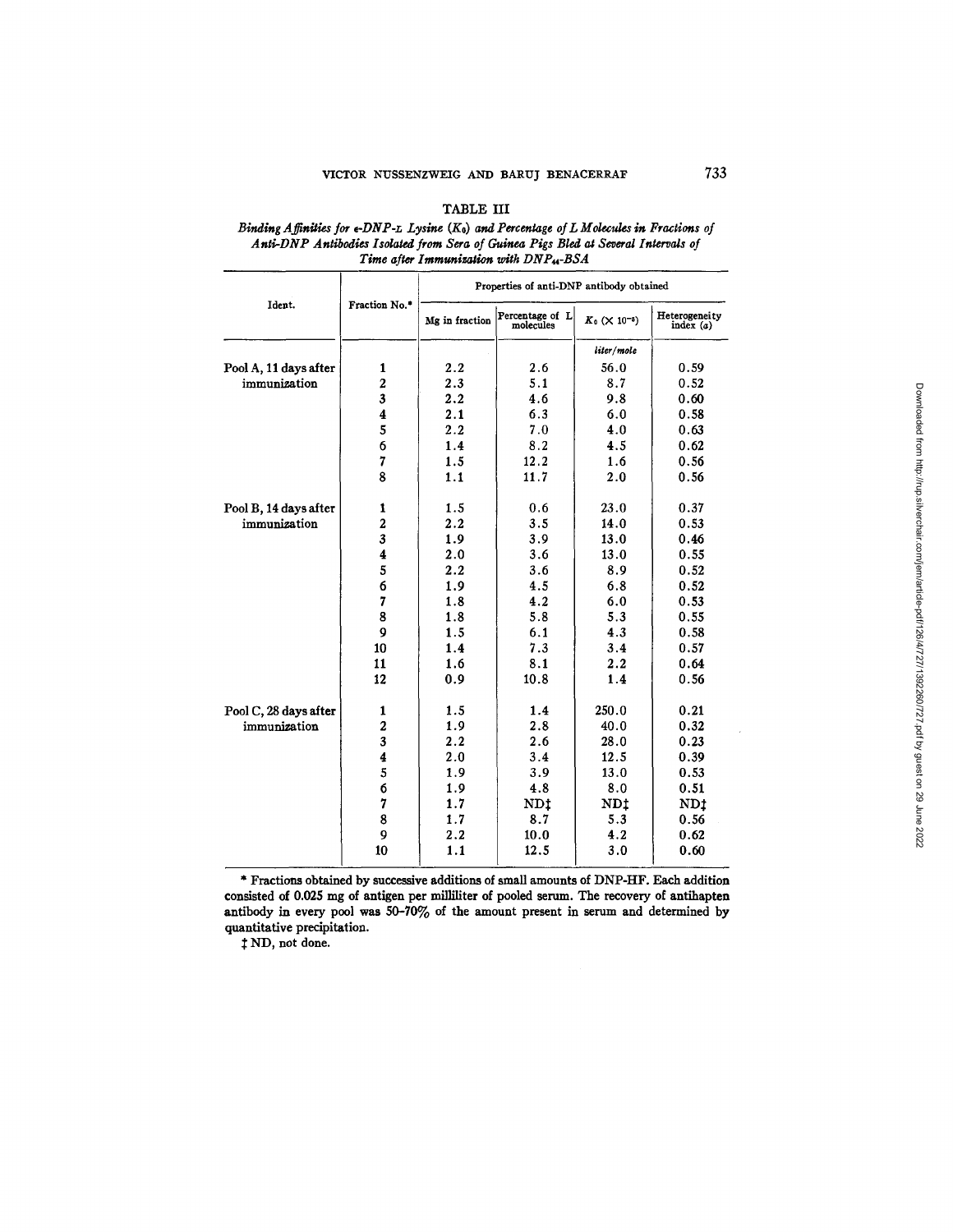TABLE III

*Binding Affinities for ε-DNP-L Lysine ($K_0$) and Percentage of L Molecules in Fractions of Anti-DNP Antibodies Isolated from Sera of Guinea Pigs Bled at Several Intervals of Time after Immunization with $DNP_{44}$-BSA*

| Ident. | Fraction No.* | Properties of anti-DNP antibody obtained | | | |
|---|---|---|---|---|---|
| | | Mg in fraction | Percentage of L molecules | $K_0$ ($\times 10^{-6}$) | Heterogeneity index ($a$) |
| | | | | *liter/mole* | |
| Pool A, 11 days after immunization | 1 | 2.2 | 2.6 | 56.0 | 0.59 |
| | 2 | 2.3 | 5.1 | 8.7 | 0.52 |
| | 3 | 2.2 | 4.6 | 9.8 | 0.60 |
| | 4 | 2.1 | 6.3 | 6.0 | 0.58 |
| | 5 | 2.2 | 7.0 | 4.0 | 0.63 |
| | 6 | 1.4 | 8.2 | 4.5 | 0.62 |
| | 7 | 1.5 | 12.2 | 1.6 | 0.56 |
| | 8 | 1.1 | 11.7 | 2.0 | 0.56 |
| Pool B, 14 days after immunization | 1 | 1.5 | 0.6 | 23.0 | 0.37 |
| | 2 | 2.2 | 3.5 | 14.0 | 0.53 |
| | 3 | 1.9 | 3.9 | 13.0 | 0.46 |
| | 4 | 2.0 | 3.6 | 13.0 | 0.55 |
| | 5 | 2.2 | 3.6 | 8.9 | 0.52 |
| | 6 | 1.9 | 4.5 | 6.8 | 0.52 |
| | 7 | 1.8 | 4.2 | 6.0 | 0.53 |
| | 8 | 1.8 | 5.8 | 5.3 | 0.55 |
| | 9 | 1.5 | 6.1 | 4.3 | 0.58 |
| | 10 | 1.4 | 7.3 | 3.4 | 0.57 |
| | 11 | 1.6 | 8.1 | 2.2 | 0.64 |
| | 12 | 0.9 | 10.8 | 1.4 | 0.56 |
| Pool C, 28 days after immunization | 1 | 1.5 | 1.4 | 250.0 | 0.21 |
| | 2 | 1.9 | 2.8 | 40.0 | 0.32 |
| | 3 | 2.2 | 2.6 | 28.0 | 0.23 |
| | 4 | 2.0 | 3.4 | 12.5 | 0.39 |
| | 5 | 1.9 | 3.9 | 13.0 | 0.53 |
| | 6 | 1.9 | 4.8 | 8.0 | 0.51 |
| | 7 | 1.7 | ND‡ | ND‡ | ND‡ |
| | 8 | 1.7 | 8.7 | 5.3 | 0.56 |
| | 9 | 2.2 | 10.0 | 4.2 | 0.62 |
| | 10 | 1.1 | 12.5 | 3.0 | 0.60 |

\* Fractions obtained by successive additions of small amounts of DNP-HF. Each addition consisted of 0.025 mg of antigen per milliliter of pooled serum. The recovery of antihapten antibody in every pool was 50–70% of the amount present in serum and determined by quantitative precipitation.

‡ ND, not done.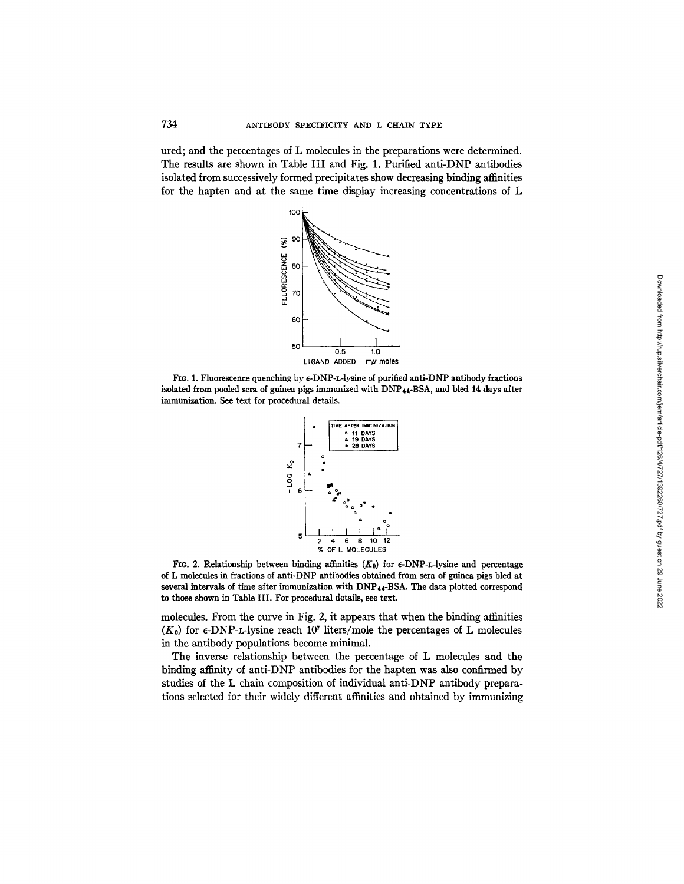ured; and the percentages of L molecules in the preparations were determined. The results are shown in Table III and Fig. 1. Purified anti-DNP antibodies isolated from successively formed precipitates show decreasing binding affinities for the hapten and at the same time display increasing concentrations of L

FIG. 1. Fluorescence quenching by $\epsilon$-DNP-L-lysine of purified anti-DNP antibody fractions isolated from pooled sera of guinea pigs immunized with $DNP_{44}$-BSA, and bled 14 days after immunization. See text for procedural details.

FIG. 2. Relationship between binding affinities ($K_0$) for $\epsilon$-DNP-L-lysine and percentage of L molecules in fractions of anti-DNP antibodies obtained from sera of guinea pigs bled at several intervals of time after immunization with $DNP_{44}$-BSA. The data plotted correspond to those shown in Table III. For procedural details, see text.

molecules. From the curve in Fig. 2, it appears that when the binding affinities ($K_0$) for $\epsilon$-DNP-L-lysine reach $10^7$ liters/mole the percentages of L molecules in the antibody populations become minimal.

The inverse relationship between the percentage of L molecules and the binding affinity of anti-DNP antibodies for the hapten was also confirmed by studies of the L chain composition of individual anti-DNP antibody preparations selected for their widely different affinities and obtained by immunizing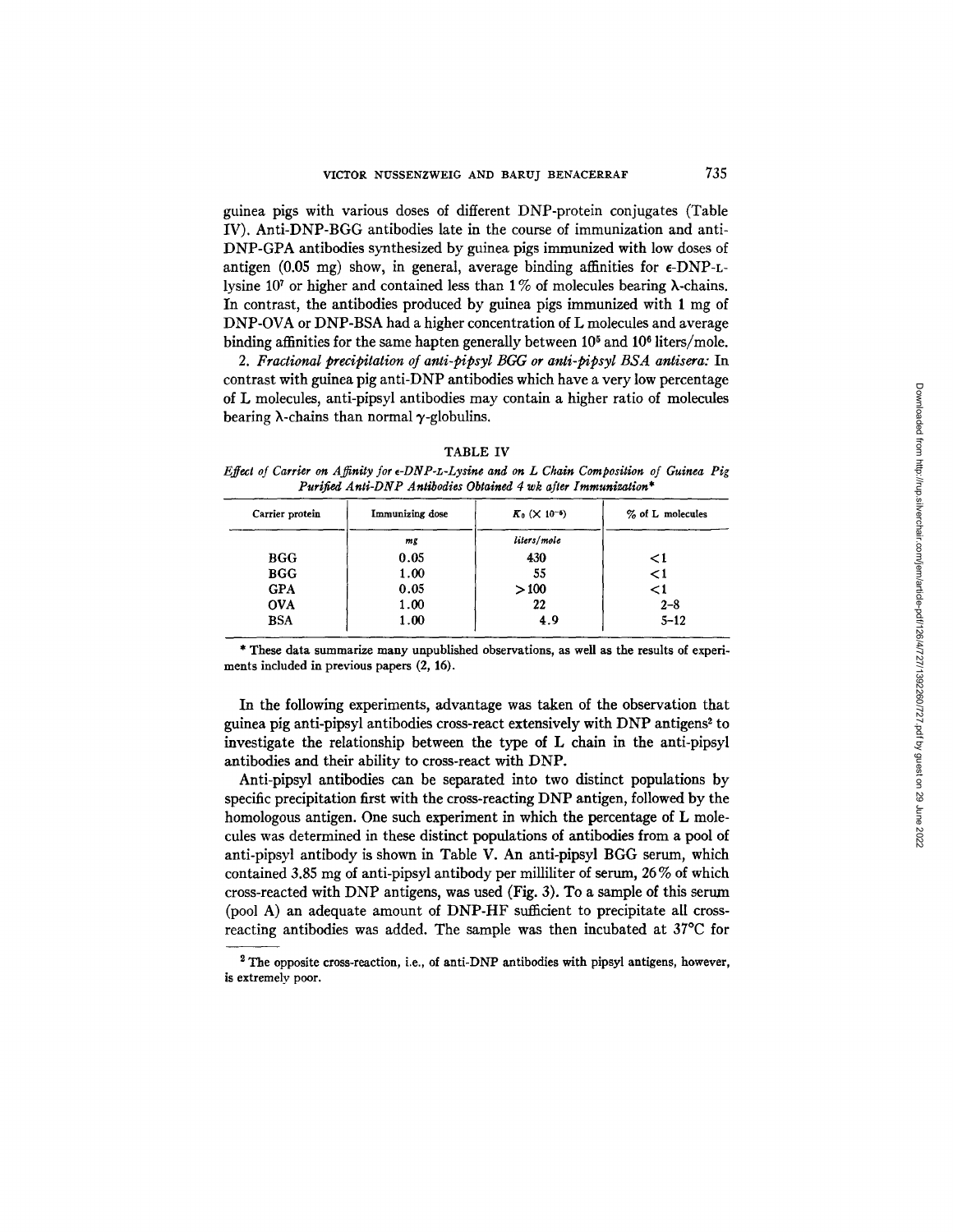guinea pigs with various doses of different DNP-protein conjugates (Table IV). Anti-DNP-BGG antibodies late in the course of immunization and anti-DNP-GPA antibodies synthesized by guinea pigs immunized with low doses of antigen (0.05 mg) show, in general, average binding affinities for ε-DNP-L-lysine $10^7$ or higher and contained less than 1% of molecules bearing λ-chains. In contrast, the antibodies produced by guinea pigs immunized with 1 mg of DNP-OVA or DNP-BSA had a higher concentration of L molecules and average binding affinities for the same hapten generally between $10^5$ and $10^6$ liters/mole.

2. *Fractional precipitation of anti-pipsyl BGG or anti-pipsyl BSA antisera:* In contrast with guinea pig anti-DNP antibodies which have a very low percentage of L molecules, anti-pipsyl antibodies may contain a higher ratio of molecules bearing λ-chains than normal γ-globulins.

TABLE IV

*Effect of Carrier on Affinity for ε-DNP-L-Lysine and on L Chain Composition of Guinea Pig Purified Anti-DNP Antibodies Obtained 4 wk after Immunization\**

| Carrier protein | Immunizing dose | $K_0$ ($\times 10^{-6}$) | % of L molecules |
|---|---|---|---|
| | *mg* | *liters/mole* | |
| BGG | 0.05 | 430 | <1 |
| BGG | 1.00 | 55 | <1 |
| GPA | 0.05 | >100 | <1 |
| OVA | 1.00 | 22 | 2–8 |
| BSA | 1.00 | 4.9 | 5–12 |

\* These data summarize many unpublished observations, as well as the results of experiments included in previous papers (2, 16).

In the following experiments, advantage was taken of the observation that guinea pig anti-pipsyl antibodies cross-react extensively with DNP antigens[2] to investigate the relationship between the type of L chain in the anti-pipsyl antibodies and their ability to cross-react with DNP.

Anti-pipsyl antibodies can be separated into two distinct populations by specific precipitation first with the cross-reacting DNP antigen, followed by the homologous antigen. One such experiment in which the percentage of L molecules was determined in these distinct populations of antibodies from a pool of anti-pipsyl antibody is shown in Table V. An anti-pipsyl BGG serum, which contained 3.85 mg of anti-pipsyl antibody per milliliter of serum, 26% of which cross-reacted with DNP antigens, was used (Fig. 3). To a sample of this serum (pool A) an adequate amount of DNP-HF sufficient to precipitate all cross-reacting antibodies was added. The sample was then incubated at 37°C for

[2] The opposite cross-reaction, i.e., of anti-DNP antibodies with pipsyl antigens, however, is extremely poor.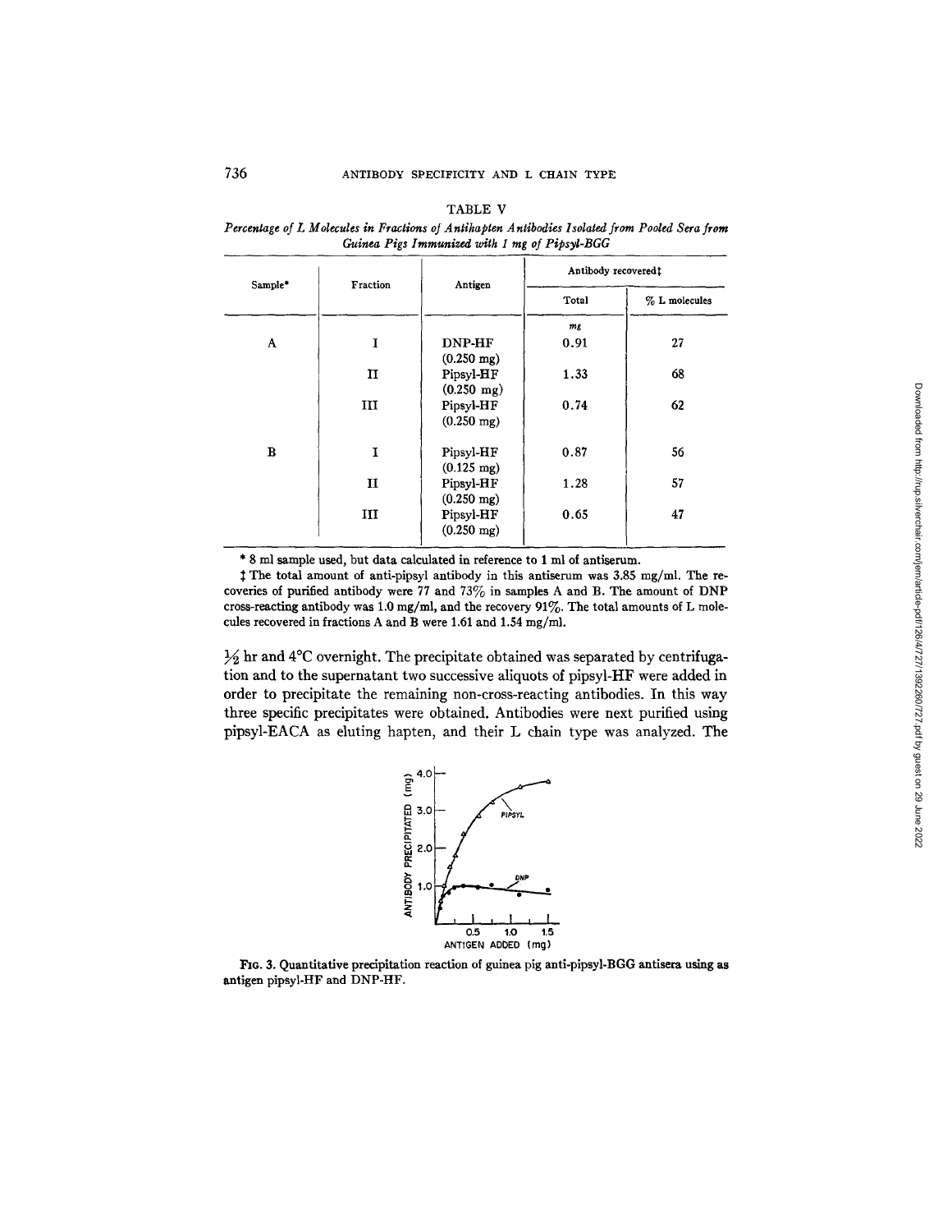TABLE V

*Percentage of L Molecules in Fractions of Antihapten Antibodies Isolated from Pooled Sera from Guinea Pigs Immunized with 1 mg of Pipsyl-BGG*

| Sample* | Fraction | Antigen | Antibody recovered‡ | |
|---|---|---|---|---|
| | | | Total | % L molecules |
| | | | *mg* | |
| A | I | DNP-HF (0.250 mg) | 0.91 | 27 |
| | II | Pipsyl-HF (0.250 mg) | 1.33 | 68 |
| | III | Pipsyl-HF (0.250 mg) | 0.74 | 62 |
| B | I | Pipsyl-HF (0.125 mg) | 0.87 | 56 |
| | II | Pipsyl-HF (0.250 mg) | 1.28 | 57 |
| | III | Pipsyl-HF (0.250 mg) | 0.65 | 47 |

\* 8 ml sample used, but data calculated in reference to 1 ml of antiserum.

‡ The total amount of anti-pipsyl antibody in this antiserum was 3.85 mg/ml. The recoveries of purified antibody were 77 and 73% in samples A and B. The amount of DNP cross-reacting antibody was 1.0 mg/ml, and the recovery 91%. The total amounts of L molecules recovered in fractions A and B were 1.61 and 1.54 mg/ml.

½ hr and 4°C overnight. The precipitate obtained was separated by centrifugation and to the supernatant two successive aliquots of pipsyl-HF were added in order to precipitate the remaining non-cross-reacting antibodies. In this way three specific precipitates were obtained. Antibodies were next purified using pipsyl-EACA as eluting hapten, and their L chain type was analyzed. The

FIG. 3. Quantitative precipitation reaction of guinea pig anti-pipsyl-BGG antisera using as antigen pipsyl-HF and DNP-HF.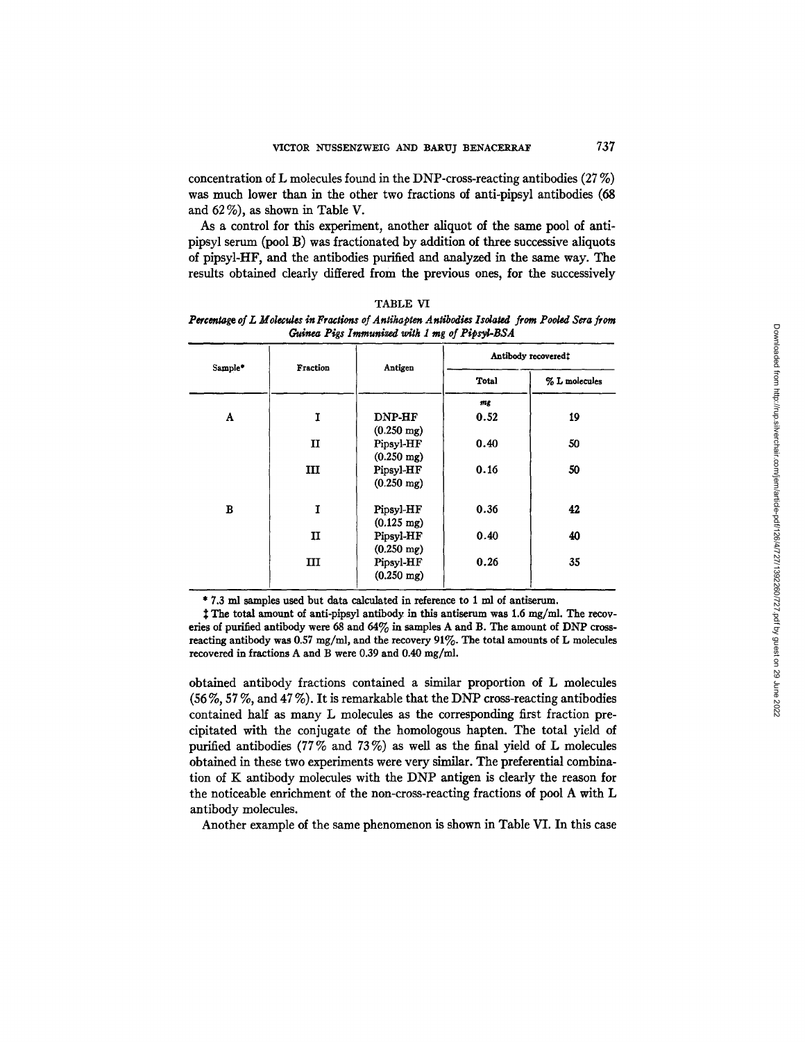concentration of L molecules found in the DNP-cross-reacting antibodies (27%) was much lower than in the other two fractions of anti-pipsyl antibodies (68 and 62%), as shown in Table V.

As a control for this experiment, another aliquot of the same pool of anti-pipsyl serum (pool B) was fractionated by addition of three successive aliquots of pipsyl-HF, and the antibodies purified and analyzed in the same way. The results obtained clearly differed from the previous ones, for the successively obtained antibody fractions contained a similar proportion of L molecules (56%, 57%, and 47%). It is remarkable that the DNP cross-reacting antibodies contained half as many L molecules as the corresponding first fraction precipitated with the conjugate of the homologous hapten. The total yield of purified antibodies (77% and 73%) as well as the final yield of L molecules obtained in these two experiments were very similar. The preferential combination of K antibody molecules with the DNP antigen is clearly the reason for the noticeable enrichment of the non-cross-reacting fractions of pool A with L antibody molecules.

TABLE VI

*Percentage of L Molecules in Fractions of Antihapten Antibodies Isolated from Pooled Sera from Guinea Pigs Immunized with 1 mg of Pipsyl-BSA*

| Sample* | Fraction | Antigen | Antibody recovered‡ | |
|---|---|---|---|---|
| | | | Total | % L molecules |
| | | | *mg* | |
| A | I | DNP-HF (0.250 mg) | 0.52 | 19 |
| | II | Pipsyl-HF (0.250 mg) | 0.40 | 50 |
| | III | Pipsyl-HF (0.250 mg) | 0.16 | 50 |
| B | I | Pipsyl-HF (0.125 mg) | 0.36 | 42 |
| | II | Pipsyl-HF (0.250 mg) | 0.40 | 40 |
| | III | Pipsyl-HF (0.250 mg) | 0.26 | 35 |

\* 7.3 ml samples used but data calculated in reference to 1 ml of antiserum.

‡ The total amount of anti-pipsyl antibody in this antiserum was 1.6 mg/ml. The recoveries of purified antibody were 68 and 64% in samples A and B. The amount of DNP cross-reacting antibody was 0.57 mg/ml, and the recovery 91%. The total amounts of L molecules recovered in fractions A and B were 0.39 and 0.40 mg/ml.

Another example of the same phenomenon is shown in Table VI. In this case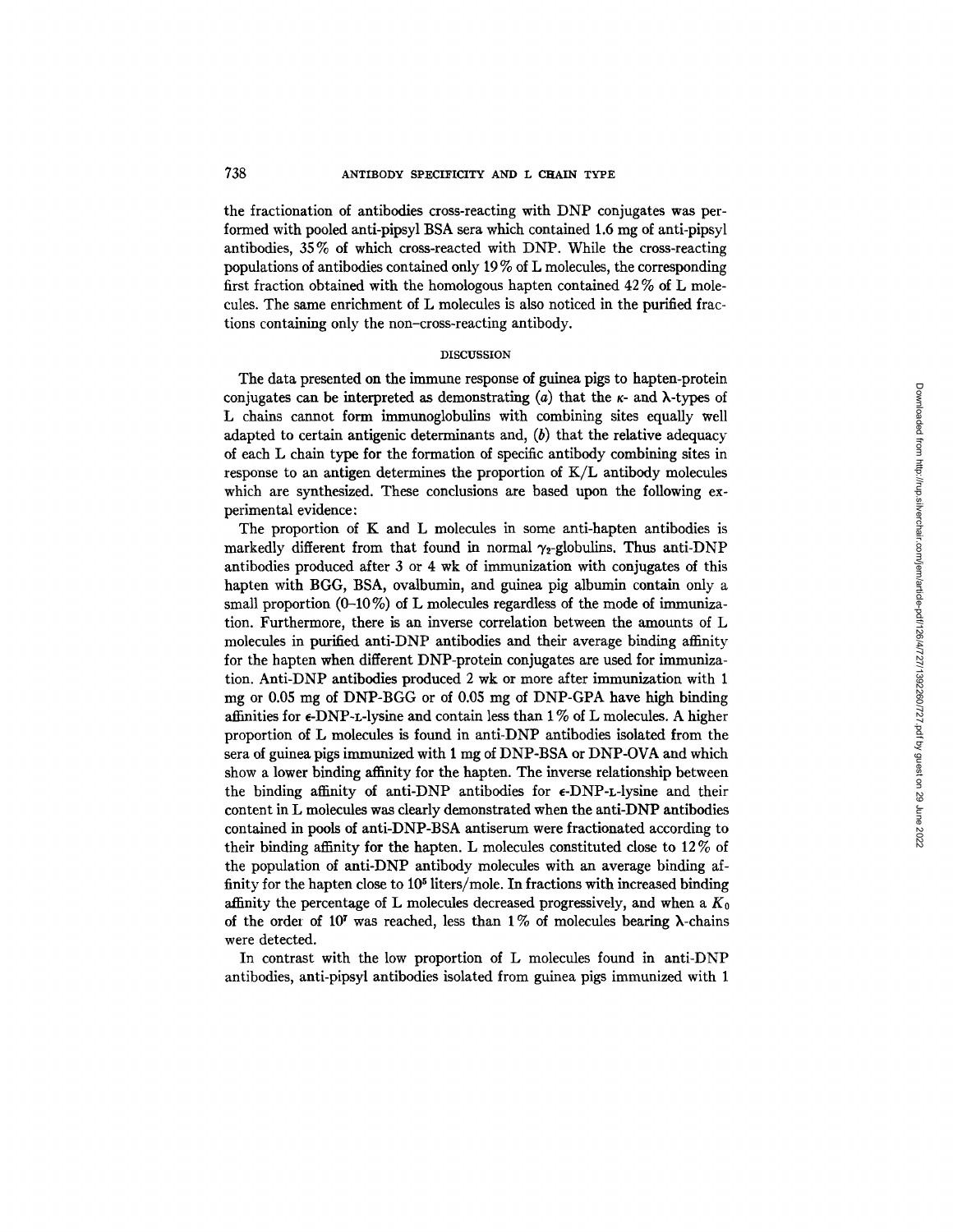the fractionation of antibodies cross-reacting with DNP conjugates was performed with pooled anti-pipsyl BSA sera which contained 1.6 mg of anti-pipsyl antibodies, 35% of which cross-reacted with DNP. While the cross-reacting populations of antibodies contained only 19% of L molecules, the corresponding first fraction obtained with the homologous hapten contained 42% of L molecules. The same enrichment of L molecules is also noticed in the purified fractions containing only the non-cross-reacting antibody.

## DISCUSSION

The data presented on the immune response of guinea pigs to hapten-protein conjugates can be interpreted as demonstrating (*a*) that the $\kappa$- and $\lambda$-types of L chains cannot form immunoglobulins with combining sites equally well adapted to certain antigenic determinants and, (*b*) that the relative adequacy of each L chain type for the formation of specific antibody combining sites in response to an antigen determines the proportion of K/L antibody molecules which are synthesized. These conclusions are based upon the following experimental evidence:

The proportion of K and L molecules in some anti-hapten antibodies is markedly different from that found in normal $\gamma_2$-globulins. Thus anti-DNP antibodies produced after 3 or 4 wk of immunization with conjugates of this hapten with BGG, BSA, ovalbumin, and guinea pig albumin contain only a small proportion (0–10%) of L molecules regardless of the mode of immunization. Furthermore, there is an inverse correlation between the amounts of L molecules in purified anti-DNP antibodies and their average binding affinity for the hapten when different DNP-protein conjugates are used for immunization. Anti-DNP antibodies produced 2 wk or more after immunization with 1 mg or 0.05 mg of DNP-BGG or of 0.05 mg of DNP-GPA have high binding affinities for $\epsilon$-DNP-L-lysine and contain less than 1% of L molecules. A higher proportion of L molecules is found in anti-DNP antibodies isolated from the sera of guinea pigs immunized with 1 mg of DNP-BSA or DNP-OVA and which show a lower binding affinity for the hapten. The inverse relationship between the binding affinity of anti-DNP antibodies for $\epsilon$-DNP-L-lysine and their content in L molecules was clearly demonstrated when the anti-DNP antibodies contained in pools of anti-DNP-BSA antiserum were fractionated according to their binding affinity for the hapten. L molecules constituted close to 12% of the population of anti-DNP antibody molecules with an average binding affinity for the hapten close to $10^5$ liters/mole. In fractions with increased binding affinity the percentage of L molecules decreased progressively, and when a $K_0$ of the order of $10^7$ was reached, less than 1% of molecules bearing $\lambda$-chains were detected.

In contrast with the low proportion of L molecules found in anti-DNP antibodies, anti-pipsyl antibodies isolated from guinea pigs immunized with 1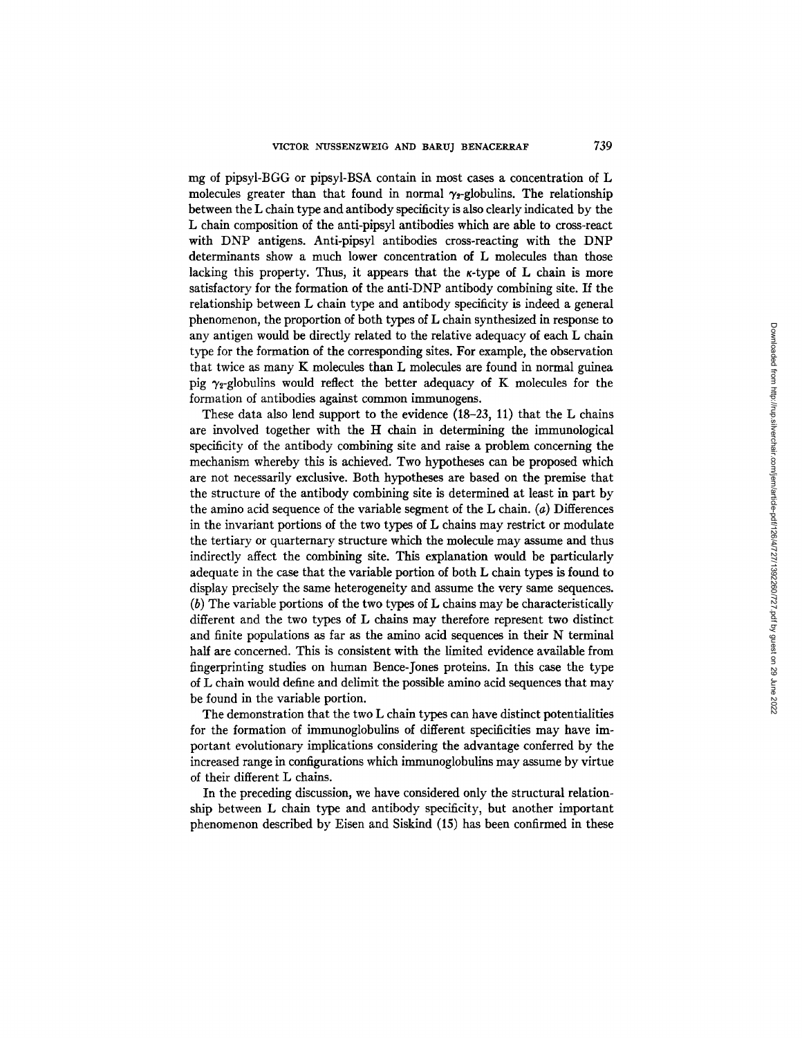mg of pipsyl-BGG or pipsyl-BSA contain in most cases a concentration of L molecules greater than that found in normal $\gamma_2$-globulins. The relationship between the L chain type and antibody specificity is also clearly indicated by the L chain composition of the anti-pipsyl antibodies which are able to cross-react with DNP antigens. Anti-pipsyl antibodies cross-reacting with the DNP determinants show a much lower concentration of L molecules than those lacking this property. Thus, it appears that the $\kappa$-type of L chain is more satisfactory for the formation of the anti-DNP antibody combining site. If the relationship between L chain type and antibody specificity is indeed a general phenomenon, the proportion of both types of L chain synthesized in response to any antigen would be directly related to the relative adequacy of each L chain type for the formation of the corresponding sites. For example, the observation that twice as many K molecules than L molecules are found in normal guinea pig $\gamma_2$-globulins would reflect the better adequacy of K molecules for the formation of antibodies against common immunogens.

These data also lend support to the evidence (18–23, 11) that the L chains are involved together with the H chain in determining the immunological specificity of the antibody combining site and raise a problem concerning the mechanism whereby this is achieved. Two hypotheses can be proposed which are not necessarily exclusive. Both hypotheses are based on the premise that the structure of the antibody combining site is determined at least in part by the amino acid sequence of the variable segment of the L chain. (*a*) Differences in the invariant portions of the two types of L chains may restrict or modulate the tertiary or quarternary structure which the molecule may assume and thus indirectly affect the combining site. This explanation would be particularly adequate in the case that the variable portion of both L chain types is found to display precisely the same heterogeneity and assume the very same sequences. (*b*) The variable portions of the two types of L chains may be characteristically different and the two types of L chains may therefore represent two distinct and finite populations as far as the amino acid sequences in their N terminal half are concerned. This is consistent with the limited evidence available from fingerprinting studies on human Bence-Jones proteins. In this case the type of L chain would define and delimit the possible amino acid sequences that may be found in the variable portion.

The demonstration that the two L chain types can have distinct potentialities for the formation of immunoglobulins of different specificities may have important evolutionary implications considering the advantage conferred by the increased range in configurations which immunoglobulins may assume by virtue of their different L chains.

In the preceding discussion, we have considered only the structural relationship between L chain type and antibody specificity, but another important phenomenon described by Eisen and Siskind (15) has been confirmed in these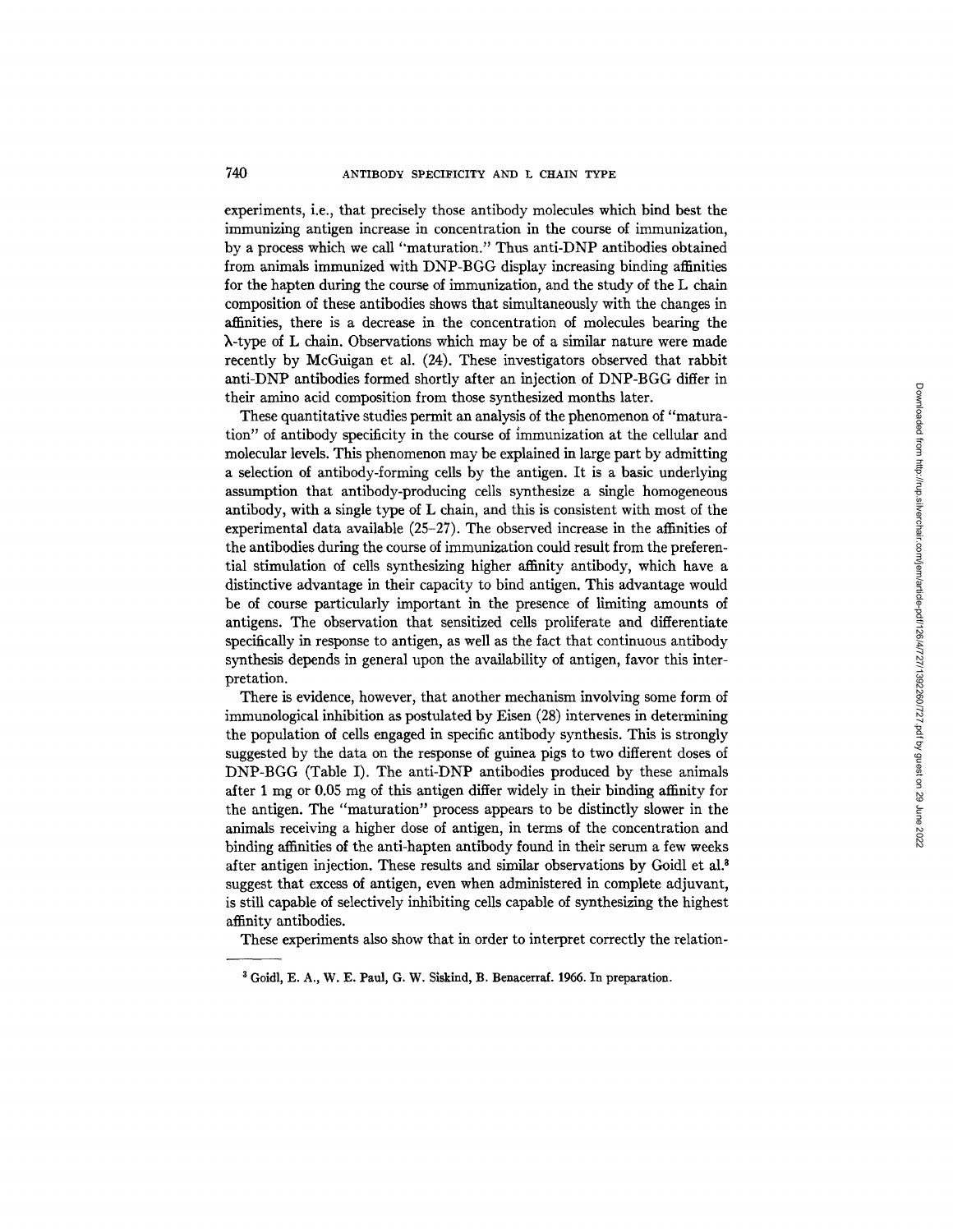experiments, i.e., that precisely those antibody molecules which bind best the immunizing antigen increase in concentration in the course of immunization, by a process which we call "maturation." Thus anti-DNP antibodies obtained from animals immunized with DNP-BGG display increasing binding affinities for the hapten during the course of immunization, and the study of the L chain composition of these antibodies shows that simultaneously with the changes in affinities, there is a decrease in the concentration of molecules bearing the λ-type of L chain. Observations which may be of a similar nature were made recently by McGuigan et al. (24). These investigators observed that rabbit anti-DNP antibodies formed shortly after an injection of DNP-BGG differ in their amino acid composition from those synthesized months later.

These quantitative studies permit an analysis of the phenomenon of "maturation" of antibody specificity in the course of immunization at the cellular and molecular levels. This phenomenon may be explained in large part by admitting a selection of antibody-forming cells by the antigen. It is a basic underlying assumption that antibody-producing cells synthesize a single homogeneous antibody, with a single type of L chain, and this is consistent with most of the experimental data available (25–27). The observed increase in the affinities of the antibodies during the course of immunization could result from the preferential stimulation of cells synthesizing higher affinity antibody, which have a distinctive advantage in their capacity to bind antigen. This advantage would be of course particularly important in the presence of limiting amounts of antigens. The observation that sensitized cells proliferate and differentiate specifically in response to antigen, as well as the fact that continuous antibody synthesis depends in general upon the availability of antigen, favor this interpretation.

There is evidence, however, that another mechanism involving some form of immunological inhibition as postulated by Eisen (28) intervenes in determining the population of cells engaged in specific antibody synthesis. This is strongly suggested by the data on the response of guinea pigs to two different doses of DNP-BGG (Table I). The anti-DNP antibodies produced by these animals after 1 mg or 0.05 mg of this antigen differ widely in their binding affinity for the antigen. The "maturation" process appears to be distinctly slower in the animals receiving a higher dose of antigen, in terms of the concentration and binding affinities of the anti-hapten antibody found in their serum a few weeks after antigen injection. These results and similar observations by Goidl et al.[3] suggest that excess of antigen, even when administered in complete adjuvant, is still capable of selectively inhibiting cells capable of synthesizing the highest affinity antibodies.

These experiments also show that in order to interpret correctly the relation-

[3] Goidl, E. A., W. E. Paul, G. W. Siskind, B. Benacerraf. 1966. In preparation.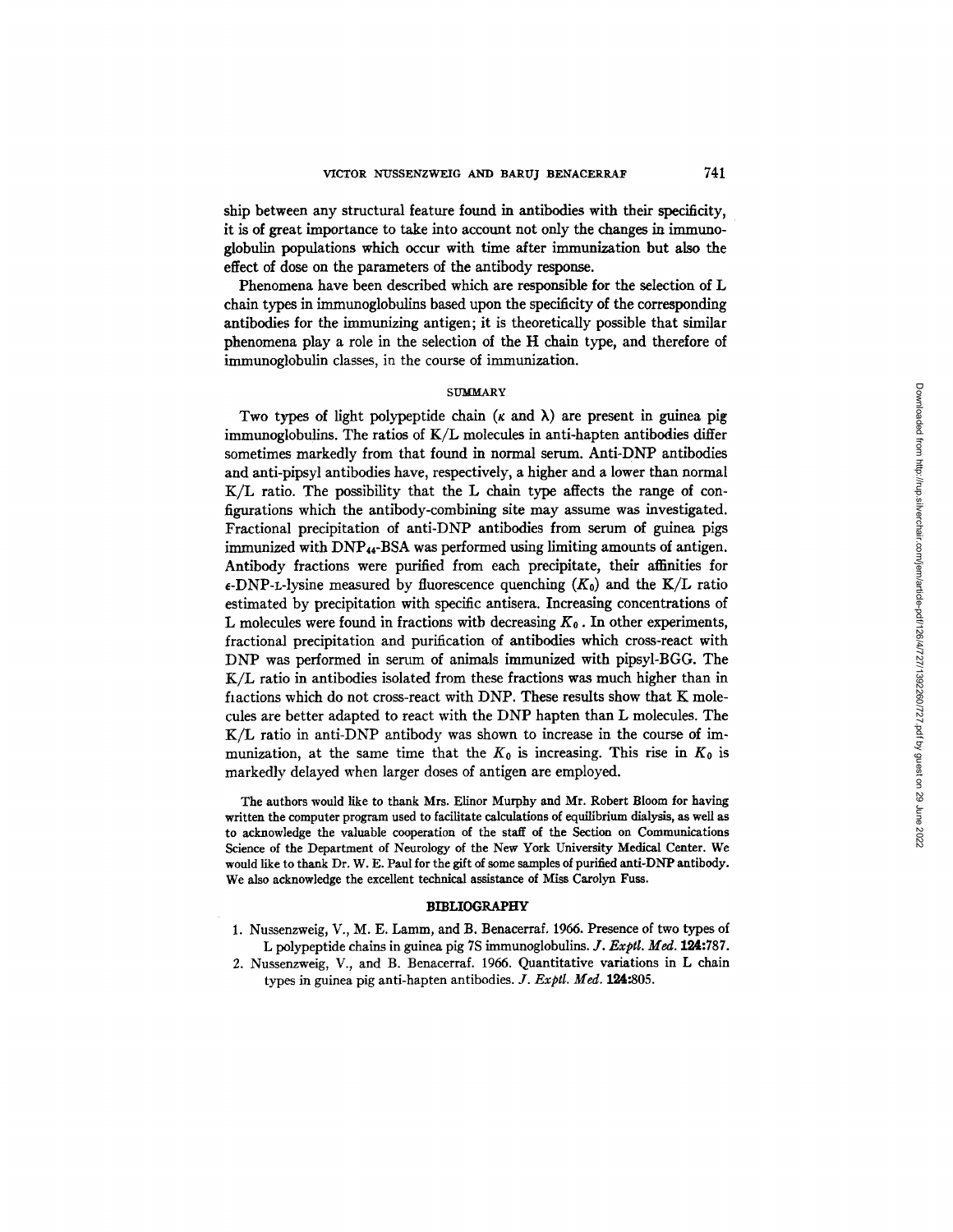ship between any structural feature found in antibodies with their specificity, it is of great importance to take into account not only the changes in immunoglobulin populations which occur with time after immunization but also the effect of dose on the parameters of the antibody response.

Phenomena have been described which are responsible for the selection of L chain types in immunoglobulins based upon the specificity of the corresponding antibodies for the immunizing antigen; it is theoretically possible that similar phenomena play a role in the selection of the H chain type, and therefore of immunoglobulin classes, in the course of immunization.

## SUMMARY

Two types of light polypeptide chain ($\kappa$ and $\lambda$) are present in guinea pig immunoglobulins. The ratios of K/L molecules in anti-hapten antibodies differ sometimes markedly from that found in normal serum. Anti-DNP antibodies and anti-pipsyl antibodies have, respectively, a higher and a lower than normal K/L ratio. The possibility that the L chain type affects the range of configurations which the antibody-combining site may assume was investigated. Fractional precipitation of anti-DNP antibodies from serum of guinea pigs immunized with $DNP_{44}$-BSA was performed using limiting amounts of antigen. Antibody fractions were purified from each precipitate, their affinities for $\epsilon$-DNP-L-lysine measured by fluorescence quenching ($K_0$) and the K/L ratio estimated by precipitation with specific antisera. Increasing concentrations of L molecules were found in fractions witb decreasing $K_0$. In other experiments, fractional precipitation and purification of antibodies which cross-react with DNP was performed in serum of animals immunized with pipsyl-BGG. The K/L ratio in antibodies isolated from these fractions was much higher than in fiactions which do not cross-react with DNP. These results show that K molecules are better adapted to react with the DNP hapten than L molecules. The K/L ratio in anti-DNP antibody was shown to increase in the course of immunization, at the same time that the $K_0$ is increasing. This rise in $K_0$ is markedly delayed when larger doses of antigen are employed.

The authors would like to thank Mrs. Elinor Murphy and Mr. Robert Bloom for having written the computer program used to facilitate calculations of equilibrium dialysis, as well as to acknowledge the valuable cooperation of the staff of the Section on Communications Science of the Department of Neurology of the New York University Medical Center. We would like to thank Dr. W. E. Paul for the gift of some samples of purified anti-DNP antibody. We also acknowledge the excellent technical assistance of Miss Carolyn Fuss.

## BIBLIOGRAPHY

1. Nussenzweig, V., M. E. Lamm, and B. Benacerraf. 1966. Presence of two types of L polypeptide chains in guinea pig 7S immunoglobulins. *J. Exptl. Med.* **124**:787.
2. Nussenzweig, V., and B. Benacerraf. 1966. Quantitative variations in L chain types in guinea pig anti-hapten antibodies. *J. Exptl. Med.* **124**:805.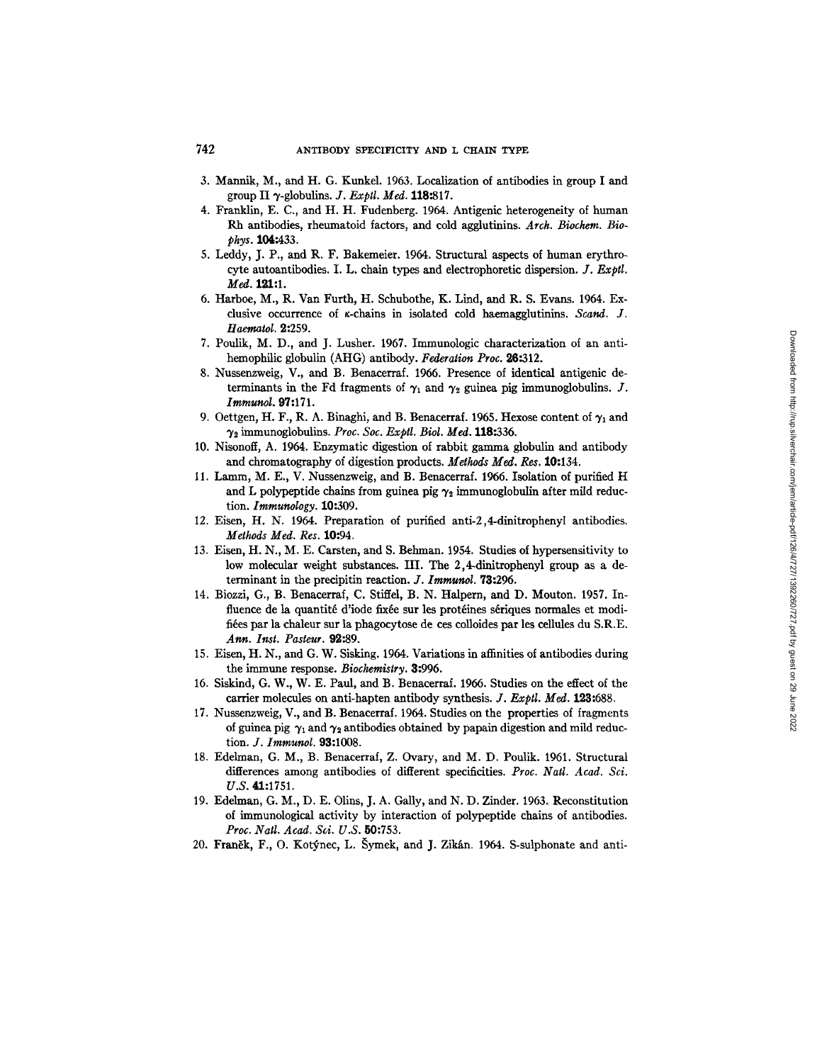3. Mannik, M., and H. G. Kunkel. 1963. Localization of antibodies in group I and group II $\gamma$-globulins. *J. Exptl. Med.* **118:**817.
4. Franklin, E. C., and H. H. Fudenberg. 1964. Antigenic heterogeneity of human Rh antibodies, rheumatoid factors, and cold agglutinins. *Arch. Biochem. Biophys.* **104:**433.
5. Leddy, J. P., and R. F. Bakemeier. 1964. Structural aspects of human erythrocyte autoantibodies. I. L. chain types and electrophoretic dispersion. *J. Exptl. Med.* **121:**1.
6. Harboe, M., R. Van Furth, H. Schubothe, K. Lind, and R. S. Evans. 1964. Exclusive occurrence of $\kappa$-chains in isolated cold haemagglutinins. *Scand. J. Haematol.* **2:**259.
7. Poulik, M. D., and J. Lusher. 1967. Immunologic characterization of an antihemophilic globulin (AHG) antibody. *Federation Proc.* **26:**312.
8. Nussenzweig, V., and B. Benacerraf. 1966. Presence of identical antigenic determinants in the Fd fragments of $\gamma_1$ and $\gamma_2$ guinea pig immunoglobulins. *J. Immunol.* **97:**171.
9. Oettgen, H. F., R. A. Binaghi, and B. Benacerraf. 1965. Hexose content of $\gamma_1$ and $\gamma_2$ immunoglobulins. *Proc. Soc. Exptl. Biol. Med.* **118:**336.
10. Nisonoff, A. 1964. Enzymatic digestion of rabbit gamma globulin and antibody and chromatography of digestion products. *Methods Med. Res.* **10:**134.
11. Lamm, M. E., V. Nussenzweig, and B. Benacerraf. 1966. Isolation of purified H and L polypeptide chains from guinea pig $\gamma_2$ immunoglobulin after mild reduction. *Immunology.* **10:**309.
12. Eisen, H. N. 1964. Preparation of purified anti-2,4-dinitrophenyl antibodies. *Methods Med. Res.* **10:**94.
13. Eisen, H. N., M. E. Carsten, and S. Behman. 1954. Studies of hypersensitivity to low molecular weight substances. III. The 2,4-dinitrophenyl group as a determinant in the precipitin reaction. *J. Immunol.* **73:**296.
14. Biozzi, G., B. Benacerraf, C. Stiffel, B. N. Halpern, and D. Mouton. 1957. Influence de la quantité d'iode fixée sur les protéines sériques normales et modifiées par la chaleur sur la phagocytose de ces colloides par les cellules du S.R.E. *Ann. Inst. Pasteur.* **92:**89.
15. Eisen, H. N., and G. W. Sisking. 1964. Variations in affinities of antibodies during the immune response. *Biochemistry.* **3:**996.
16. Siskind, G. W., W. E. Paul, and B. Benacerraf. 1966. Studies on the effect of the carrier molecules on anti-hapten antibody synthesis. *J. Exptl. Med.* **123:**688.
17. Nussenzweig, V., and B. Benacerraf. 1964. Studies on the properties of fragments of guinea pig $\gamma_1$ and $\gamma_2$ antibodies obtained by papain digestion and mild reduction. *J. Immunol.* **93:**1008.
18. Edelman, G. M., B. Benacerraf, Z. Ovary, and M. D. Poulik. 1961. Structural differences among antibodies of different specificities. *Proc. Natl. Acad. Sci. U.S.* **41:**1751.
19. Edelman, G. M., D. E. Olins, J. A. Gally, and N. D. Zinder. 1963. Reconstitution of immunological activity by interaction of polypeptide chains of antibodies. *Proc. Natl. Acad. Sci. U.S.* **50:**753.
20. Franĕk, F., O. Kotýnec, L. Šymek, and J. Zikán. 1964. S-sulphonate and anti-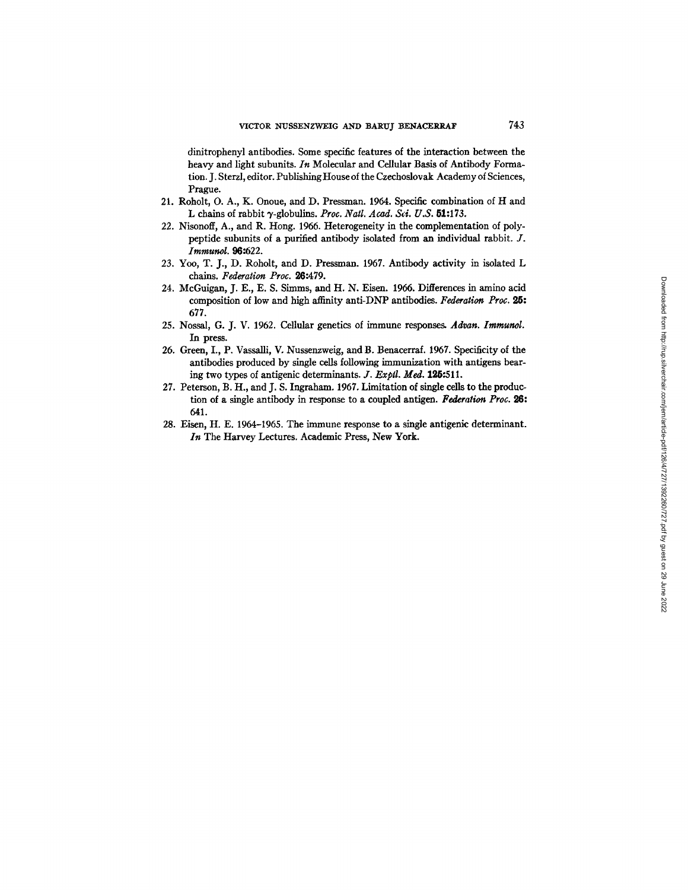dinitrophenyl antibodies. Some specific features of the interaction between the heavy and light subunits. *In* Molecular and Cellular Basis of Antibody Formation. J. Sterzl, editor. Publishing House of the Czechoslovak Academy of Sciences, Prague.

21. Roholt, O. A., K. Onoue, and D. Pressman. 1964. Specific combination of H and L chains of rabbit γ-globulins. *Proc. Natl. Acad. Sci. U.S.* **51:**173.
22. Nisonoff, A., and R. Hong. 1966. Heterogeneity in the complementation of polypeptide subunits of a purified antibody isolated from an individual rabbit. *J. Immunol.* **96:**622.
23. Yoo, T. J., D. Roholt, and D. Pressman. 1967. Antibody activity in isolated L chains. *Federation Proc.* **26:**479.
24. McGuigan, J. E., E. S. Simms, and H. N. Eisen. 1966. Differences in amino acid composition of low and high affinity anti-DNP antibodies. *Federation Proc.* **25:** 677.
25. Nossal, G. J. V. 1962. Cellular genetics of immune responses. *Advan. Immunol.* In press.
26. Green, I., P. Vassalli, V. Nussenzweig, and B. Benacerraf. 1967. Specificity of the antibodies produced by single cells following immunization with antigens bearing two types of antigenic determinants. *J. Exptl. Med.* **125:**511.
27. Peterson, B. H., and J. S. Ingraham. 1967. Limitation of single cells to the production of a single antibody in response to a coupled antigen. *Federation Proc.* **26:** 641.
28. Eisen, H. E. 1964–1965. The immune response to a single antigenic determinant. *In* The Harvey Lectures. Academic Press, New York.